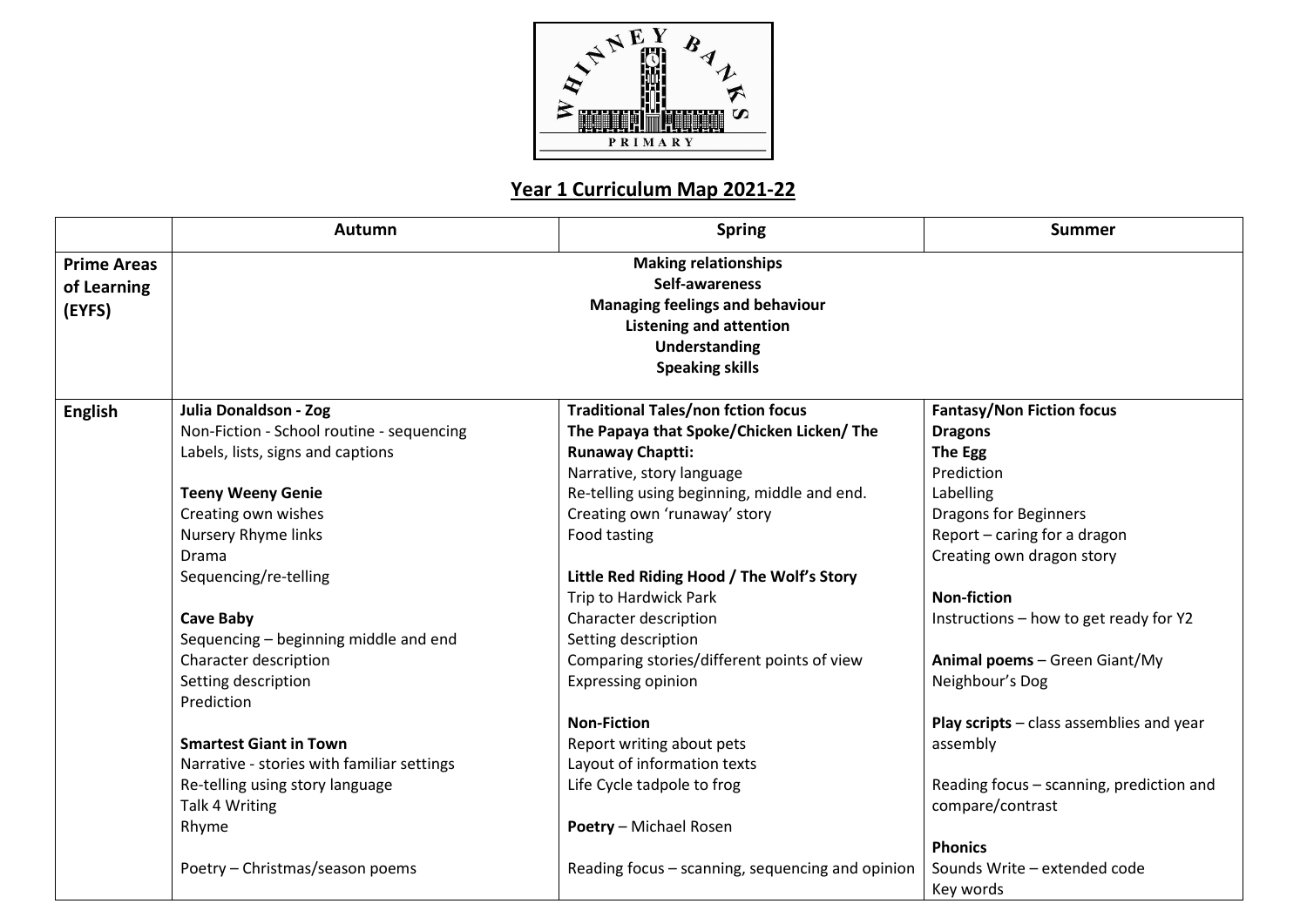## Year 1 Curriculum Map 2021-22

| | Autumn | Spring | Summer |
|---|---|---|---|
| **Prime Areas of Learning (EYFS)** | **Making relationships**<br>**Self-awareness**<br>**Managing feelings and behaviour**<br>**Listening and attention**<br>**Understanding**<br>**Speaking skills** | | |
| **English** | **Julia Donaldson - Zog**<br>Non-Fiction - School routine - sequencing<br>Labels, lists, signs and captions<br><br>**Teeny Weeny Genie**<br>Creating own wishes<br>Nursery Rhyme links<br>Drama<br>Sequencing/re-telling<br><br>**Cave Baby**<br>Sequencing – beginning middle and end<br>Character description<br>Setting description<br>Prediction<br><br>**Smartest Giant in Town**<br>Narrative - stories with familiar settings<br>Re-telling using story language<br>Talk 4 Writing<br>Rhyme<br><br>Poetry – Christmas/season poems | **Traditional Tales/non fction focus**<br>**The Papaya that Spoke/Chicken Licken/ The Runaway Chaptti:**<br>Narrative, story language<br>Re-telling using beginning, middle and end.<br>Creating own 'runaway' story<br>Food tasting<br><br>**Little Red Riding Hood / The Wolf's Story**<br>Trip to Hardwick Park<br>Character description<br>Setting description<br>Comparing stories/different points of view<br>Expressing opinion<br><br>**Non-Fiction**<br>Report writing about pets<br>Layout of information texts<br>Life Cycle tadpole to frog<br><br>**Poetry** – Michael Rosen<br><br>Reading focus – scanning, sequencing and opinion | **Fantasy/Non Fiction focus**<br>**Dragons**<br>**The Egg**<br>Prediction<br>Labelling<br>Dragons for Beginners<br>Report – caring for a dragon<br>Creating own dragon story<br><br>**Non-fiction**<br>Instructions – how to get ready for Y2<br><br>**Animal poems** – Green Giant/My Neighbour's Dog<br><br>**Play scripts** – class assemblies and year assembly<br><br>Reading focus – scanning, prediction and compare/contrast<br><br>**Phonics**<br>Sounds Write – extended code<br>Key words |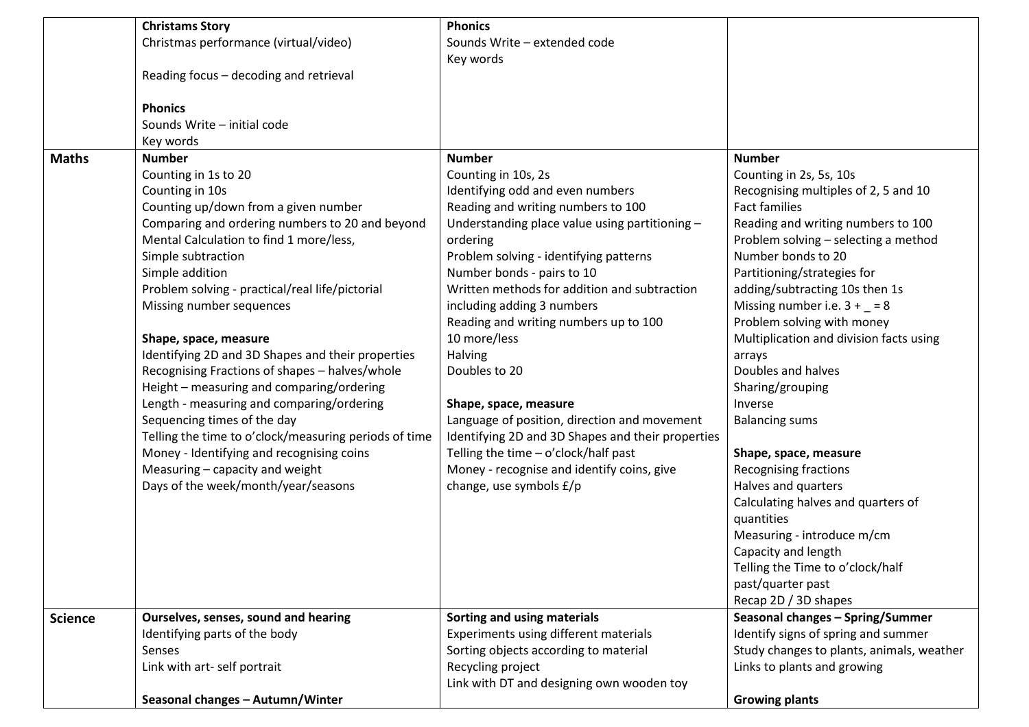|  |  |  |  |
|---|---|---|---|
|  | **Christams Story**<br>Christmas performance (virtual/video)<br><br>Reading focus – decoding and retrieval<br><br>**Phonics**<br>Sounds Write – initial code<br>Key words | **Phonics**<br>Sounds Write – extended code<br>Key words |  |
| **Maths** | **Number**<br>Counting in 1s to 20<br>Counting in 10s<br>Counting up/down from a given number<br>Comparing and ordering numbers to 20 and beyond<br>Mental Calculation to find 1 more/less,<br>Simple subtraction<br>Simple addition<br>Problem solving - practical/real life/pictorial<br>Missing number sequences<br><br>**Shape, space, measure**<br>Identifying 2D and 3D Shapes and their properties<br>Recognising Fractions of shapes – halves/whole<br>Height – measuring and comparing/ordering<br>Length - measuring and comparing/ordering<br>Sequencing times of the day<br>Telling the time to o'clock/measuring periods of time<br>Money - Identifying and recognising coins<br>Measuring – capacity and weight<br>Days of the week/month/year/seasons | **Number**<br>Counting in 10s, 2s<br>Identifying odd and even numbers<br>Reading and writing numbers to 100<br>Understanding place value using partitioning – ordering<br>Problem solving - identifying patterns<br>Number bonds - pairs to 10<br>Written methods for addition and subtraction including adding 3 numbers<br>Reading and writing numbers up to 100<br>10 more/less<br>Halving<br>Doubles to 20<br><br>**Shape, space, measure**<br>Language of position, direction and movement<br>Identifying 2D and 3D Shapes and their properties<br>Telling the time – o'clock/half past<br>Money - recognise and identify coins, give change, use symbols £/p | **Number**<br>Counting in 2s, 5s, 10s<br>Recognising multiples of 2, 5 and 10<br>Fact families<br>Reading and writing numbers to 100<br>Problem solving – selecting a method<br>Number bonds to 20<br>Partitioning/strategies for adding/subtracting 10s then 1s<br>Missing number i.e. 3 + _ = 8<br>Problem solving with money<br>Multiplication and division facts using arrays<br>Doubles and halves<br>Sharing/grouping<br>Inverse<br>Balancing sums<br><br>**Shape, space, measure**<br>Recognising fractions<br>Halves and quarters<br>Calculating halves and quarters of quantities<br>Measuring - introduce m/cm<br>Capacity and length<br>Telling the Time to o'clock/half past/quarter past<br>Recap 2D / 3D shapes |
| **Science** | **Ourselves, senses, sound and hearing**<br>Identifying parts of the body<br>Senses<br>Link with art- self portrait<br><br>**Seasonal changes – Autumn/Winter** | **Sorting and using materials**<br>Experiments using different materials<br>Sorting objects according to material<br>Recycling project<br>Link with DT and designing own wooden toy | **Seasonal changes – Spring/Summer**<br>Identify signs of spring and summer<br>Study changes to plants, animals, weather<br>Links to plants and growing<br><br>**Growing plants** |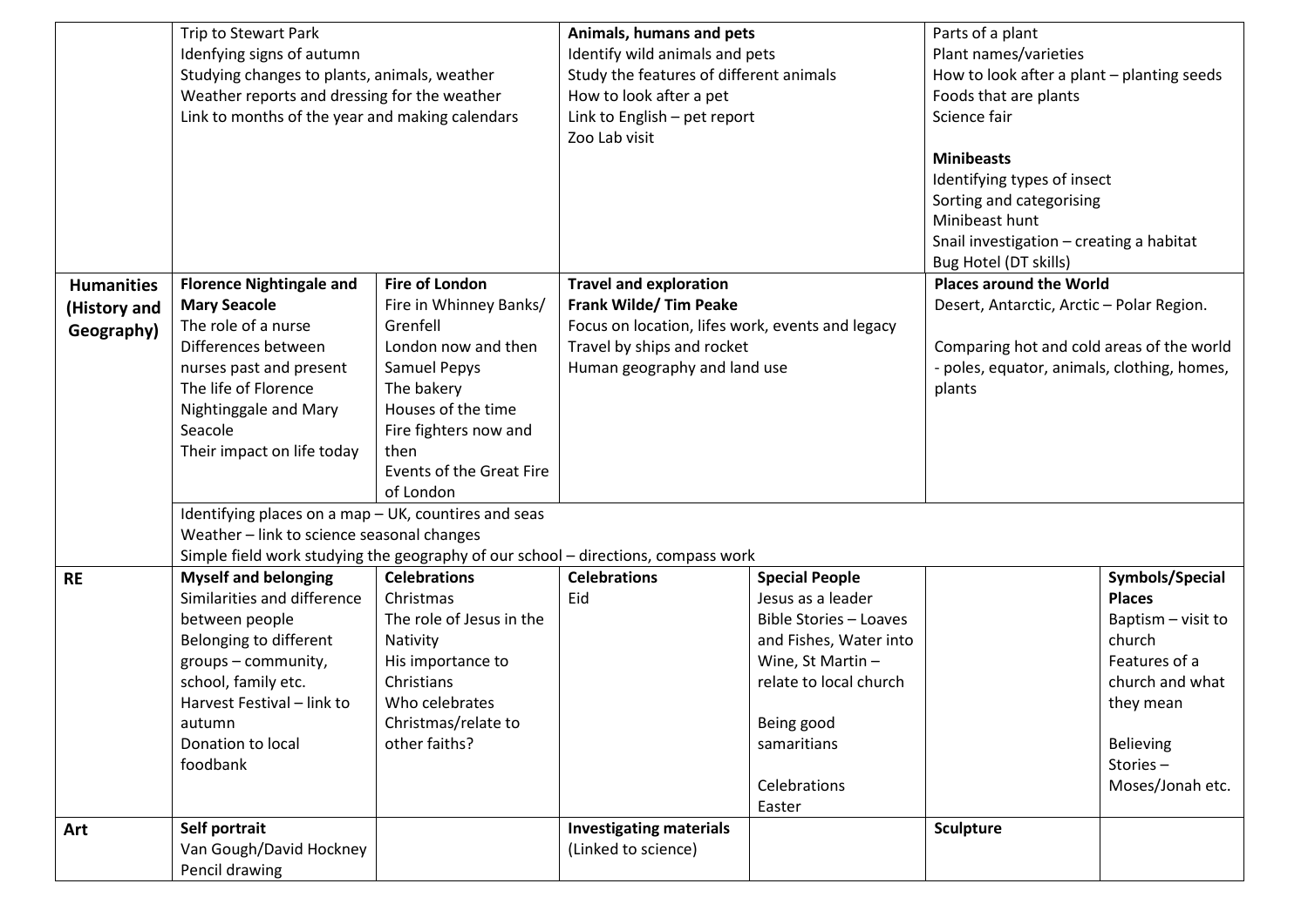| | | | | | | |
|---|---|---|---|---|---|---|
| | Trip to Stewart Park<br>Idenfying signs of autumn<br>Studying changes to plants, animals, weather<br>Weather reports and dressing for the weather<br>Link to months of the year and making calendars | | **Animals, humans and pets**<br>Identify wild animals and pets<br>Study the features of different animals<br>How to look after a pet<br>Link to English – pet report<br>Zoo Lab visit | | Parts of a plant<br>Plant names/varieties<br>How to look after a plant – planting seeds<br>Foods that are plants<br>Science fair<br><br>**Minibeasts**<br>Identifying types of insect<br>Sorting and categorising<br>Minibeast hunt<br>Snail investigation – creating a habitat<br>Bug Hotel (DT skills) | |
| **Humanities (History and Geography)** | **Florence Nightingale and Mary Seacole**<br>The role of a nurse<br>Differences between nurses past and present<br>The life of Florence Nightinggale and Mary Seacole<br>Their impact on life today | **Fire of London**<br>Fire in Whinney Banks/ Grenfell<br>London now and then<br>Samuel Pepys<br>The bakery<br>Houses of the time<br>Fire fighters now and then<br>Events of the Great Fire of London | **Travel and exploration**<br>**Frank Wilde/ Tim Peake**<br>Focus on location, lifes work, events and legacy<br>Travel by ships and rocket<br>Human geography and land use | | **Places around the World**<br>Desert, Antarctic, Arctic – Polar Region.<br><br>Comparing hot and cold areas of the world - poles, equator, animals, clothing, homes, plants | |
| | Identifying places on a map – UK, countires and seas<br>Weather – link to science seasonal changes<br>Simple field work studying the geography of our school – directions, compass work | | | | | |
| **RE** | **Myself and belonging**<br>Similarities and difference between people<br>Belonging to different groups – community, school, family etc.<br>Harvest Festival – link to autumn<br>Donation to local foodbank | **Celebrations**<br>Christmas<br>The role of Jesus in the Nativity<br>His importance to Christians<br>Who celebrates Christmas/relate to other faiths? | **Celebrations**<br>Eid | **Special People**<br>Jesus as a leader<br>Bible Stories – Loaves and Fishes, Water into Wine, St Martin – relate to local church<br><br>Being good samaritians<br><br>Celebrations<br>Easter | | **Symbols/Special Places**<br>Baptism – visit to church<br>Features of a church and what they mean<br><br>Believing Stories – Moses/Jonah etc. |
| **Art** | **Self portrait**<br>Van Gough/David Hockney<br>Pencil drawing | | **Investigating materials**<br>(Linked to science) | | **Sculpture** | |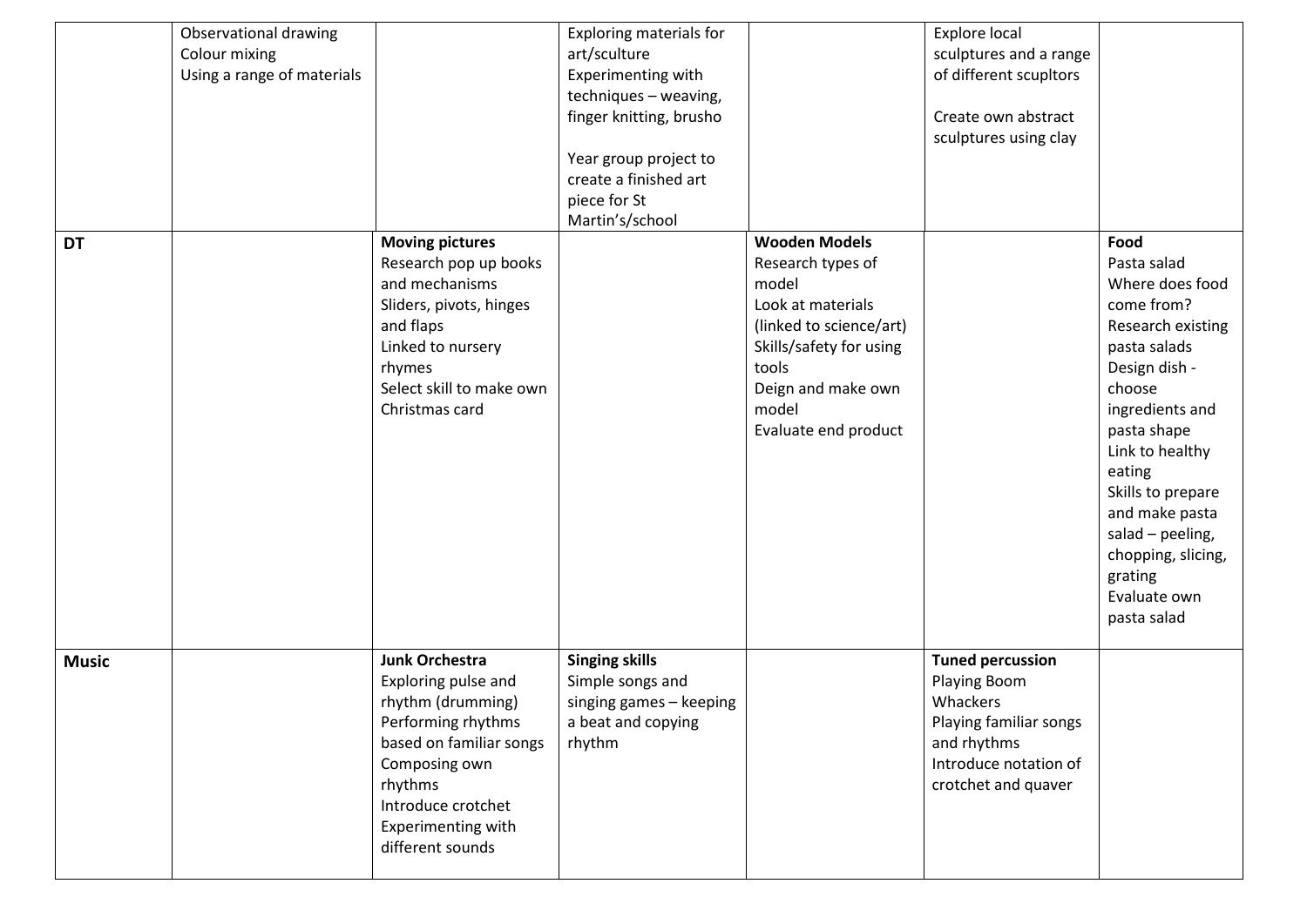| | | | | | | |
|---|---|---|---|---|---|---|
| | Observational drawing<br>Colour mixing<br>Using a range of materials | | Exploring materials for art/sculture<br>Experimenting with techniques – weaving, finger knitting, brusho<br><br>Year group project to create a finished art piece for St Martin's/school | | Explore local sculptures and a range of different scupltors<br><br>Create own abstract sculptures using clay | |
| **DT** | | **Moving pictures**<br>Research pop up books and mechanisms<br>Sliders, pivots, hinges and flaps<br>Linked to nursery rhymes<br>Select skill to make own Christmas card | | **Wooden Models**<br>Research types of model<br>Look at materials (linked to science/art)<br>Skills/safety for using tools<br>Deign and make own model<br>Evaluate end product | | **Food**<br>Pasta salad<br>Where does food come from?<br>Research existing pasta salads<br>Design dish - choose ingredients and pasta shape<br>Link to healthy eating<br>Skills to prepare and make pasta salad – peeling, chopping, slicing, grating<br>Evaluate own pasta salad |
| **Music** | | **Junk Orchestra**<br>Exploring pulse and rhythm (drumming)<br>Performing rhythms based on familiar songs<br>Composing own rhythms<br>Introduce crotchet<br>Experimenting with different sounds | **Singing skills**<br>Simple songs and singing games – keeping a beat and copying rhythm | | **Tuned percussion**<br>Playing Boom Whackers<br>Playing familiar songs and rhythms<br>Introduce notation of crotchet and quaver | |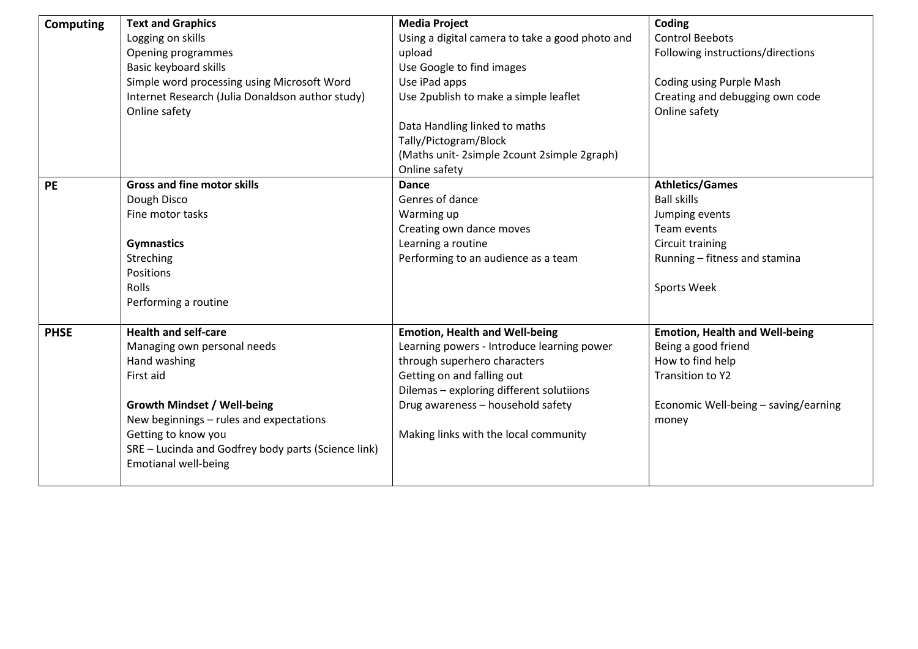| | | | |
|---|---|---|---|
| **Computing** | **Text and Graphics**<br>Logging on skills<br>Opening programmes<br>Basic keyboard skills<br>Simple word processing using Microsoft Word<br>Internet Research (Julia Donaldson author study)<br>Online safety | **Media Project**<br>Using a digital camera to take a good photo and upload<br>Use Google to find images<br>Use iPad apps<br>Use 2publish to make a simple leaflet<br><br>Data Handling linked to maths<br>Tally/Pictogram/Block<br>(Maths unit- 2simple 2count 2simple 2graph)<br>Online safety | **Coding**<br>Control Beebots<br>Following instructions/directions<br><br>Coding using Purple Mash<br>Creating and debugging own code<br>Online safety |
| **PE** | **Gross and fine motor skills**<br>Dough Disco<br>Fine motor tasks<br><br>**Gymnastics**<br>Streching<br>Positions<br>Rolls<br>Performing a routine | **Dance**<br>Genres of dance<br>Warming up<br>Creating own dance moves<br>Learning a routine<br>Performing to an audience as a team | **Athletics/Games**<br>Ball skills<br>Jumping events<br>Team events<br>Circuit training<br>Running – fitness and stamina<br><br>Sports Week |
| **PHSE** | **Health and self-care**<br>Managing own personal needs<br>Hand washing<br>First aid<br><br>**Growth Mindset / Well-being**<br>New beginnings – rules and expectations<br>Getting to know you<br>SRE – Lucinda and Godfrey body parts (Science link)<br>Emotianal well-being | **Emotion, Health and Well-being**<br>Learning powers - Introduce learning power through superhero characters<br>Getting on and falling out<br>Dilemas – exploring different solutiions<br>Drug awareness – household safety<br><br>Making links with the local community | **Emotion, Health and Well-being**<br>Being a good friend<br>How to find help<br>Transition to Y2<br><br>Economic Well-being – saving/earning money |